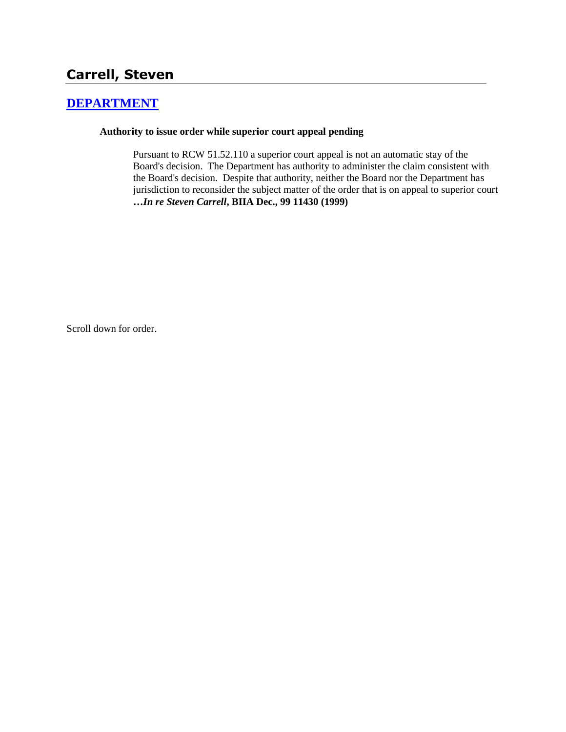# Carrell, Steven

## [DEPARTMENT]

**Authority to issue order while superior court appeal pending**

Pursuant to RCW 51.52.110 a superior court appeal is not an automatic stay of the Board's decision. The Department has authority to administer the claim consistent with the Board's decision. Despite that authority, neither the Board nor the Department has jurisdiction to reconsider the subject matter of the order that is on appeal to superior court ***…In re Steven Carrell*, BIIA Dec., 99 11430 (1999)**

Scroll down for order.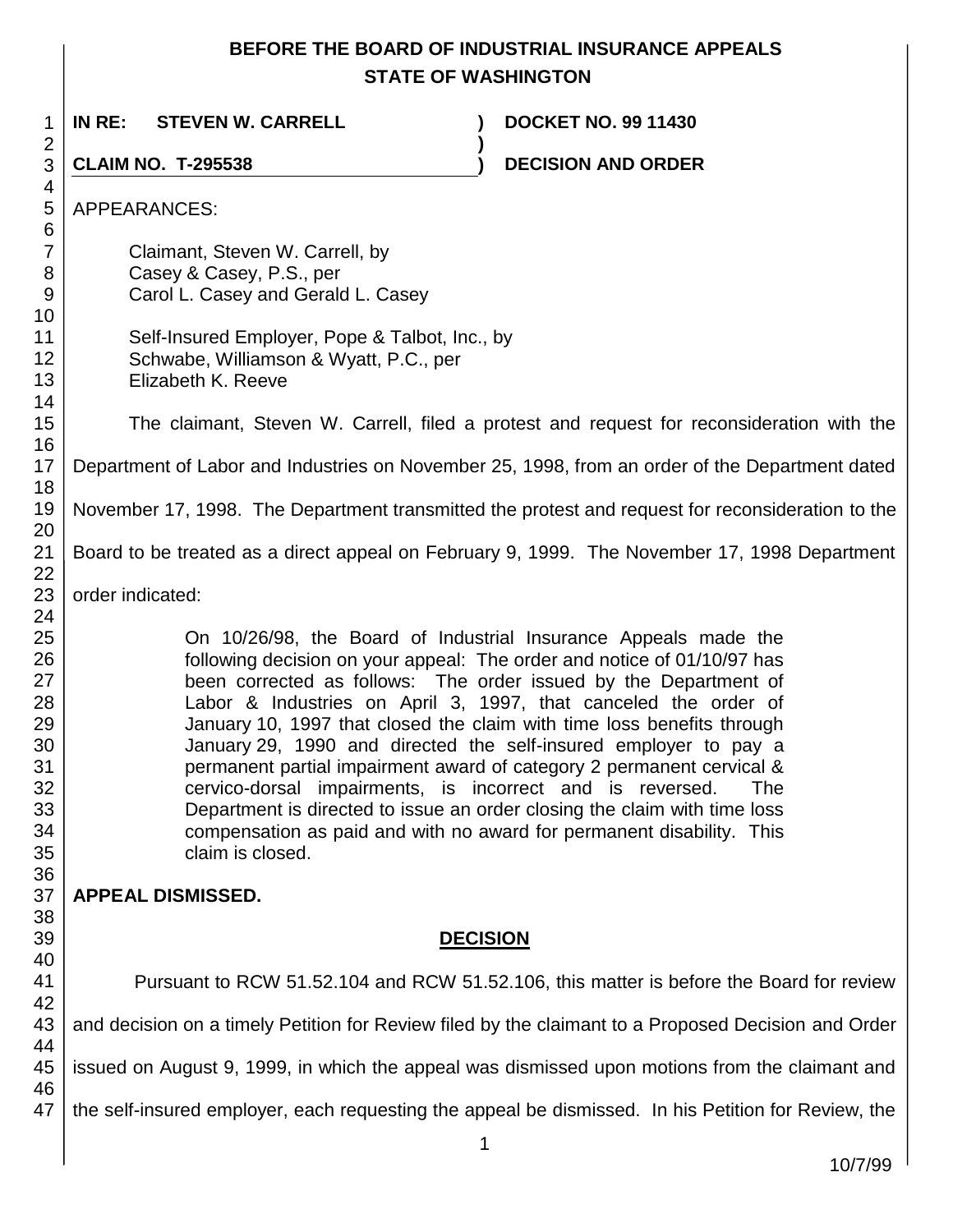# BEFORE THE BOARD OF INDUSTRIAL INSURANCE APPEALS STATE OF WASHINGTON

**IN RE: STEVEN W. CARRELL** ) **DOCKET NO. 99 11430**

**CLAIM NO. T-295538** ) **DECISION AND ORDER**

APPEARANCES:

Claimant, Steven W. Carrell, by
Casey & Casey, P.S., per
Carol L. Casey and Gerald L. Casey

Self-Insured Employer, Pope & Talbot, Inc., by
Schwabe, Williamson & Wyatt, P.C., per
Elizabeth K. Reeve

The claimant, Steven W. Carrell, filed a protest and request for reconsideration with the Department of Labor and Industries on November 25, 1998, from an order of the Department dated November 17, 1998. The Department transmitted the protest and request for reconsideration to the Board to be treated as a direct appeal on February 9, 1999. The November 17, 1998 Department order indicated:

> On 10/26/98, the Board of Industrial Insurance Appeals made the following decision on your appeal: The order and notice of 01/10/97 has been corrected as follows: The order issued by the Department of Labor & Industries on April 3, 1997, that canceled the order of January 10, 1997 that closed the claim with time loss benefits through January 29, 1990 and directed the self-insured employer to pay a permanent partial impairment award of category 2 permanent cervical & cervico-dorsal impairments, is incorrect and is reversed. The Department is directed to issue an order closing the claim with time loss compensation as paid and with no award for permanent disability. This claim is closed.

**APPEAL DISMISSED.**

## DECISION

Pursuant to RCW 51.52.104 and RCW 51.52.106, this matter is before the Board for review and decision on a timely Petition for Review filed by the claimant to a Proposed Decision and Order issued on August 9, 1999, in which the appeal was dismissed upon motions from the claimant and the self-insured employer, each requesting the appeal be dismissed. In his Petition for Review, the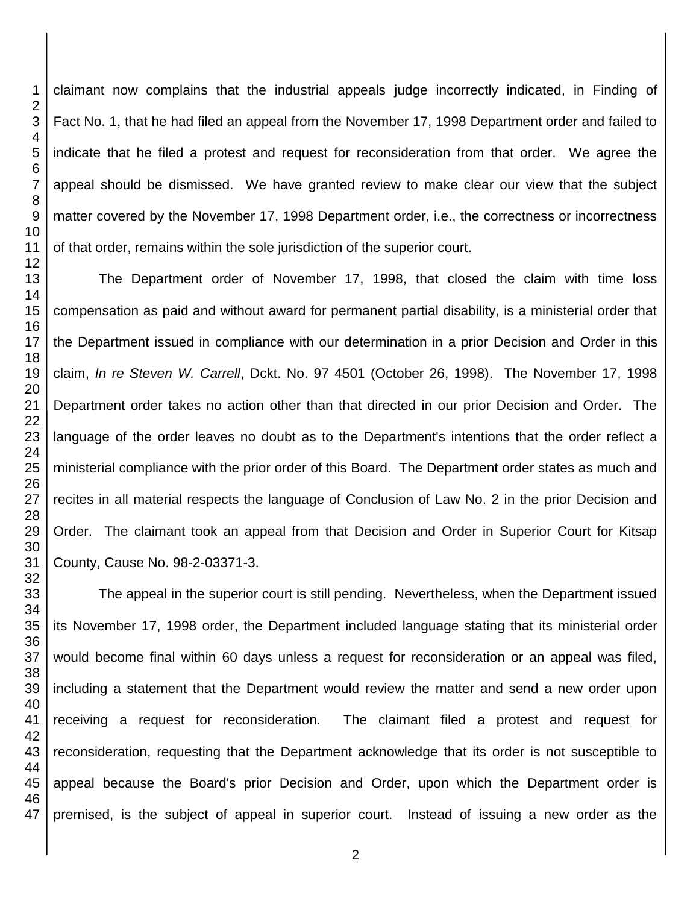claimant now complains that the industrial appeals judge incorrectly indicated, in Finding of Fact No. 1, that he had filed an appeal from the November 17, 1998 Department order and failed to indicate that he filed a protest and request for reconsideration from that order. We agree the appeal should be dismissed. We have granted review to make clear our view that the subject matter covered by the November 17, 1998 Department order, i.e., the correctness or incorrectness of that order, remains within the sole jurisdiction of the superior court.

The Department order of November 17, 1998, that closed the claim with time loss compensation as paid and without award for permanent partial disability, is a ministerial order that the Department issued in compliance with our determination in a prior Decision and Order in this claim, *In re Steven W. Carrell*, Dckt. No. 97 4501 (October 26, 1998). The November 17, 1998 Department order takes no action other than that directed in our prior Decision and Order. The language of the order leaves no doubt as to the Department's intentions that the order reflect a ministerial compliance with the prior order of this Board. The Department order states as much and recites in all material respects the language of Conclusion of Law No. 2 in the prior Decision and Order. The claimant took an appeal from that Decision and Order in Superior Court for Kitsap County, Cause No. 98-2-03371-3.

The appeal in the superior court is still pending. Nevertheless, when the Department issued its November 17, 1998 order, the Department included language stating that its ministerial order would become final within 60 days unless a request for reconsideration or an appeal was filed, including a statement that the Department would review the matter and send a new order upon receiving a request for reconsideration. The claimant filed a protest and request for reconsideration, requesting that the Department acknowledge that its order is not susceptible to appeal because the Board's prior Decision and Order, upon which the Department order is premised, is the subject of appeal in superior court. Instead of issuing a new order as the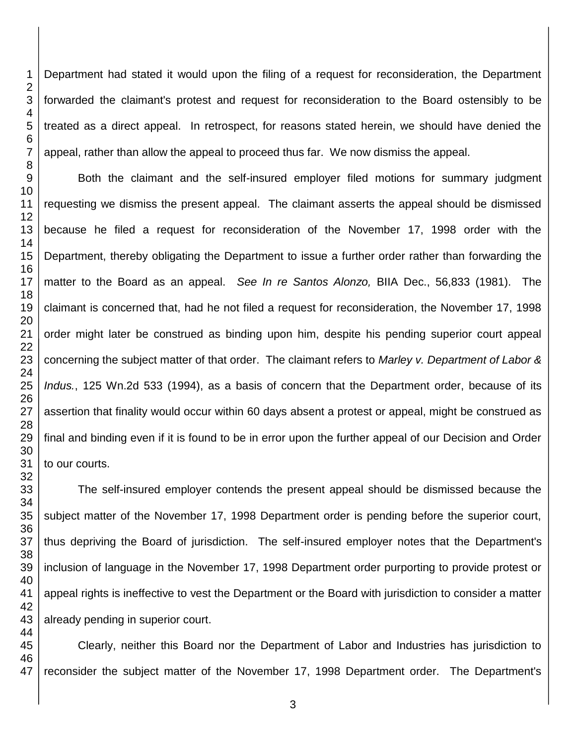Department had stated it would upon the filing of a request for reconsideration, the Department forwarded the claimant's protest and request for reconsideration to the Board ostensibly to be treated as a direct appeal. In retrospect, for reasons stated herein, we should have denied the appeal, rather than allow the appeal to proceed thus far. We now dismiss the appeal.

Both the claimant and the self-insured employer filed motions for summary judgment requesting we dismiss the present appeal. The claimant asserts the appeal should be dismissed because he filed a request for reconsideration of the November 17, 1998 order with the Department, thereby obligating the Department to issue a further order rather than forwarding the matter to the Board as an appeal. *See In re Santos Alonzo,* BIIA Dec., 56,833 (1981). The claimant is concerned that, had he not filed a request for reconsideration, the November 17, 1998 order might later be construed as binding upon him, despite his pending superior court appeal concerning the subject matter of that order. The claimant refers to *Marley v. Department of Labor & Indus.*, 125 Wn.2d 533 (1994), as a basis of concern that the Department order, because of its assertion that finality would occur within 60 days absent a protest or appeal, might be construed as final and binding even if it is found to be in error upon the further appeal of our Decision and Order to our courts.

The self-insured employer contends the present appeal should be dismissed because the subject matter of the November 17, 1998 Department order is pending before the superior court, thus depriving the Board of jurisdiction. The self-insured employer notes that the Department's inclusion of language in the November 17, 1998 Department order purporting to provide protest or appeal rights is ineffective to vest the Department or the Board with jurisdiction to consider a matter already pending in superior court.

Clearly, neither this Board nor the Department of Labor and Industries has jurisdiction to reconsider the subject matter of the November 17, 1998 Department order. The Department's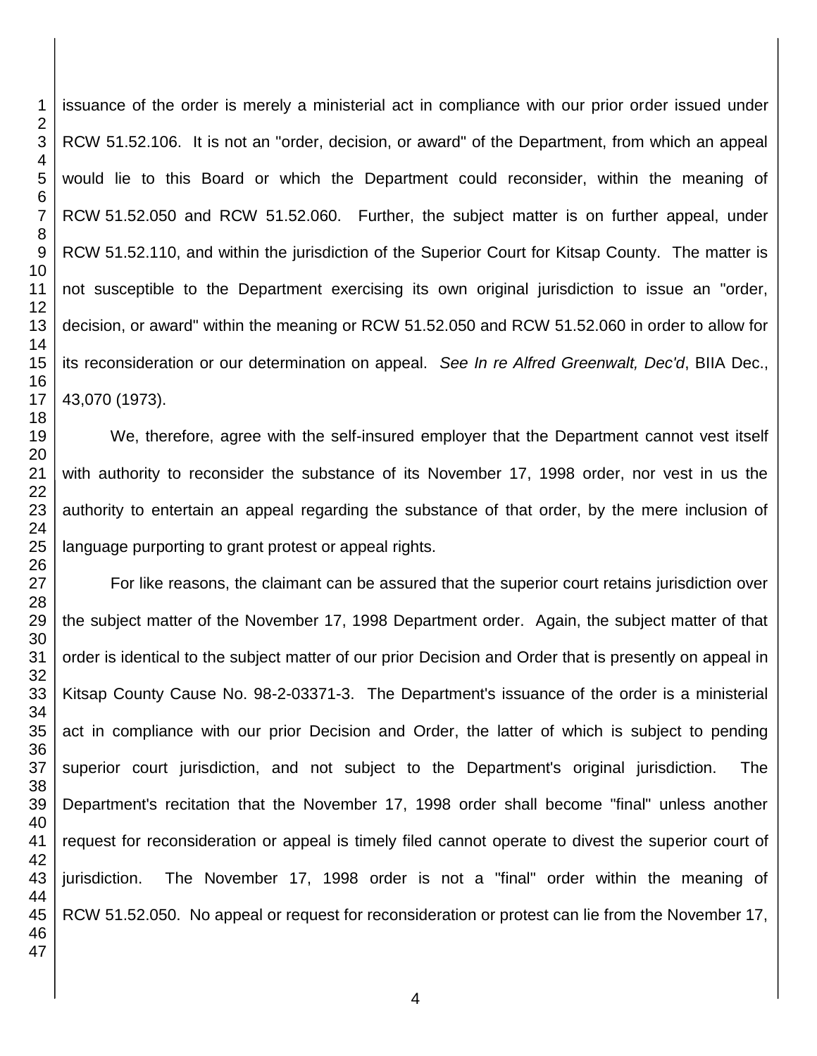issuance of the order is merely a ministerial act in compliance with our prior order issued under RCW 51.52.106. It is not an "order, decision, or award" of the Department, from which an appeal would lie to this Board or which the Department could reconsider, within the meaning of RCW 51.52.050 and RCW 51.52.060. Further, the subject matter is on further appeal, under RCW 51.52.110, and within the jurisdiction of the Superior Court for Kitsap County. The matter is not susceptible to the Department exercising its own original jurisdiction to issue an "order, decision, or award" within the meaning or RCW 51.52.050 and RCW 51.52.060 in order to allow for its reconsideration or our determination on appeal. *See In re Alfred Greenwalt, Dec'd*, BIIA Dec., 43,070 (1973).

We, therefore, agree with the self-insured employer that the Department cannot vest itself with authority to reconsider the substance of its November 17, 1998 order, nor vest in us the authority to entertain an appeal regarding the substance of that order, by the mere inclusion of language purporting to grant protest or appeal rights.

For like reasons, the claimant can be assured that the superior court retains jurisdiction over the subject matter of the November 17, 1998 Department order. Again, the subject matter of that order is identical to the subject matter of our prior Decision and Order that is presently on appeal in Kitsap County Cause No. 98-2-03371-3. The Department's issuance of the order is a ministerial act in compliance with our prior Decision and Order, the latter of which is subject to pending superior court jurisdiction, and not subject to the Department's original jurisdiction. The Department's recitation that the November 17, 1998 order shall become "final" unless another request for reconsideration or appeal is timely filed cannot operate to divest the superior court of jurisdiction. The November 17, 1998 order is not a "final" order within the meaning of RCW 51.52.050. No appeal or request for reconsideration or protest can lie from the November 17,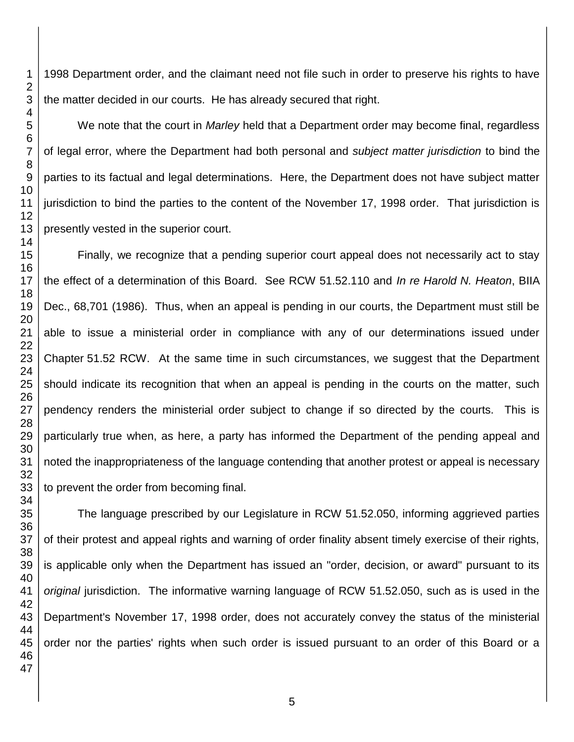1998 Department order, and the claimant need not file such in order to preserve his rights to have the matter decided in our courts. He has already secured that right.

We note that the court in *Marley* held that a Department order may become final, regardless of legal error, where the Department had both personal and *subject matter jurisdiction* to bind the parties to its factual and legal determinations. Here, the Department does not have subject matter jurisdiction to bind the parties to the content of the November 17, 1998 order. That jurisdiction is presently vested in the superior court.

Finally, we recognize that a pending superior court appeal does not necessarily act to stay the effect of a determination of this Board. See RCW 51.52.110 and *In re Harold N. Heaton*, BIIA Dec., 68,701 (1986). Thus, when an appeal is pending in our courts, the Department must still be able to issue a ministerial order in compliance with any of our determinations issued under Chapter 51.52 RCW. At the same time in such circumstances, we suggest that the Department should indicate its recognition that when an appeal is pending in the courts on the matter, such pendency renders the ministerial order subject to change if so directed by the courts. This is particularly true when, as here, a party has informed the Department of the pending appeal and noted the inappropriateness of the language contending that another protest or appeal is necessary to prevent the order from becoming final.

The language prescribed by our Legislature in RCW 51.52.050, informing aggrieved parties of their protest and appeal rights and warning of order finality absent timely exercise of their rights, is applicable only when the Department has issued an "order, decision, or award" pursuant to its *original* jurisdiction. The informative warning language of RCW 51.52.050, such as is used in the Department's November 17, 1998 order, does not accurately convey the status of the ministerial order nor the parties' rights when such order is issued pursuant to an order of this Board or a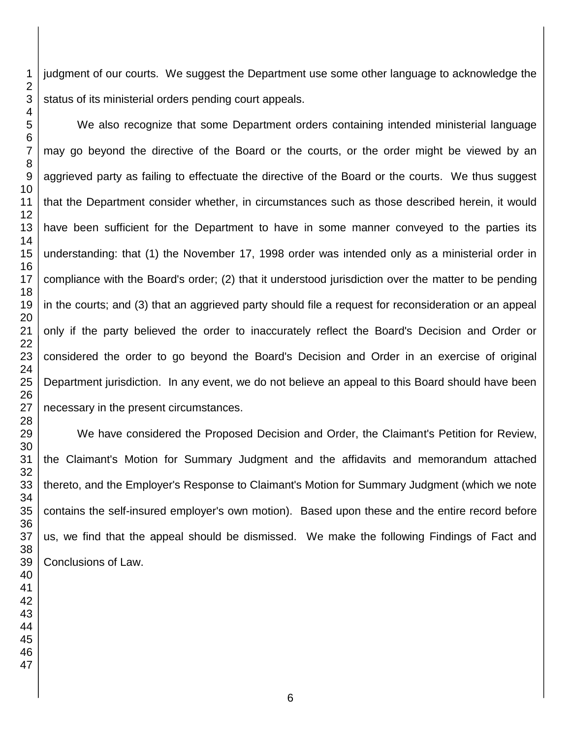judgment of our courts. We suggest the Department use some other language to acknowledge the status of its ministerial orders pending court appeals.

We also recognize that some Department orders containing intended ministerial language may go beyond the directive of the Board or the courts, or the order might be viewed by an aggrieved party as failing to effectuate the directive of the Board or the courts. We thus suggest that the Department consider whether, in circumstances such as those described herein, it would have been sufficient for the Department to have in some manner conveyed to the parties its understanding: that (1) the November 17, 1998 order was intended only as a ministerial order in compliance with the Board's order; (2) that it understood jurisdiction over the matter to be pending in the courts; and (3) that an aggrieved party should file a request for reconsideration or an appeal only if the party believed the order to inaccurately reflect the Board's Decision and Order or considered the order to go beyond the Board's Decision and Order in an exercise of original Department jurisdiction. In any event, we do not believe an appeal to this Board should have been necessary in the present circumstances.

We have considered the Proposed Decision and Order, the Claimant's Petition for Review, the Claimant's Motion for Summary Judgment and the affidavits and memorandum attached thereto, and the Employer's Response to Claimant's Motion for Summary Judgment (which we note contains the self-insured employer's own motion). Based upon these and the entire record before us, we find that the appeal should be dismissed. We make the following Findings of Fact and Conclusions of Law.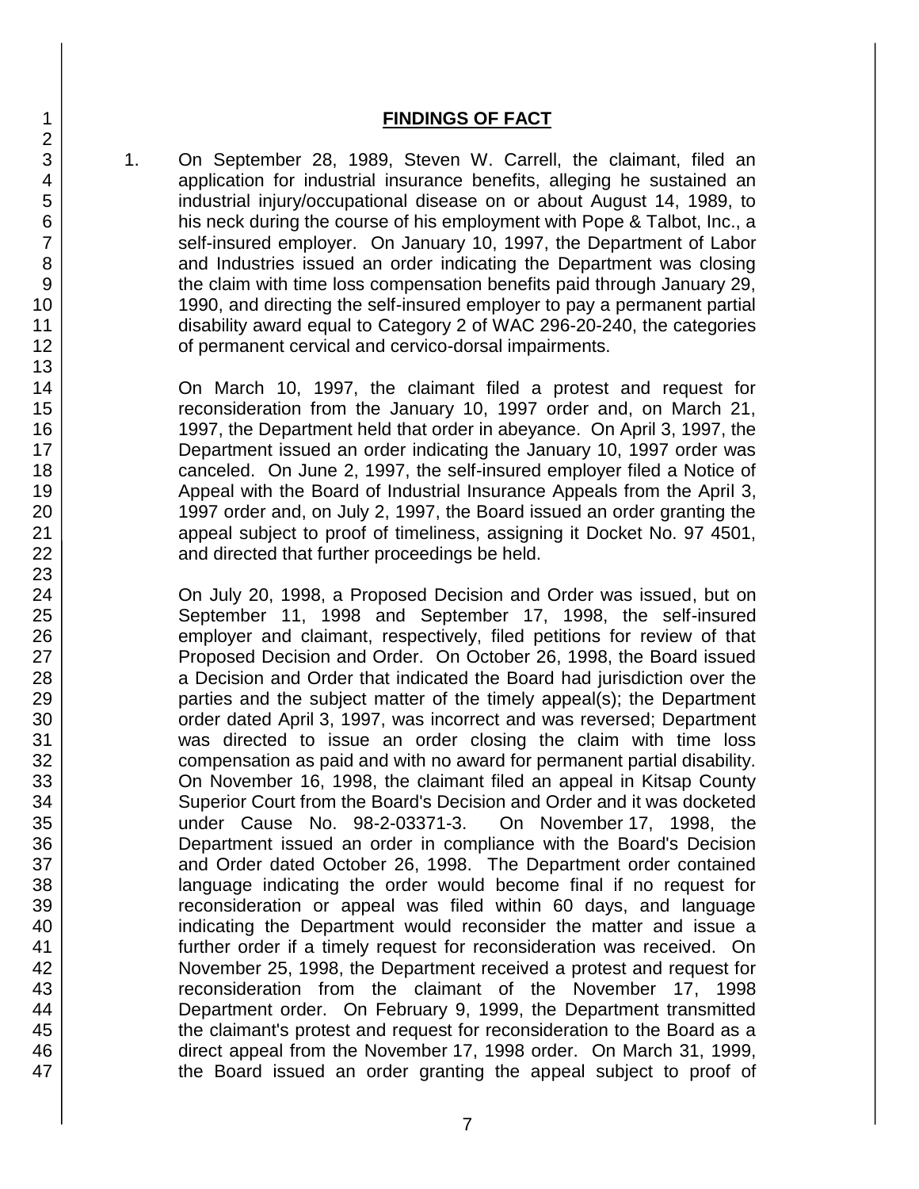## FINDINGS OF FACT

1. On September 28, 1989, Steven W. Carrell, the claimant, filed an application for industrial insurance benefits, alleging he sustained an industrial injury/occupational disease on or about August 14, 1989, to his neck during the course of his employment with Pope & Talbot, Inc., a self-insured employer. On January 10, 1997, the Department of Labor and Industries issued an order indicating the Department was closing the claim with time loss compensation benefits paid through January 29, 1990, and directing the self-insured employer to pay a permanent partial disability award equal to Category 2 of WAC 296-20-240, the categories of permanent cervical and cervico-dorsal impairments.

   On March 10, 1997, the claimant filed a protest and request for reconsideration from the January 10, 1997 order and, on March 21, 1997, the Department held that order in abeyance. On April 3, 1997, the Department issued an order indicating the January 10, 1997 order was canceled. On June 2, 1997, the self-insured employer filed a Notice of Appeal with the Board of Industrial Insurance Appeals from the April 3, 1997 order and, on July 2, 1997, the Board issued an order granting the appeal subject to proof of timeliness, assigning it Docket No. 97 4501, and directed that further proceedings be held.

   On July 20, 1998, a Proposed Decision and Order was issued, but on September 11, 1998 and September 17, 1998, the self-insured employer and claimant, respectively, filed petitions for review of that Proposed Decision and Order. On October 26, 1998, the Board issued a Decision and Order that indicated the Board had jurisdiction over the parties and the subject matter of the timely appeal(s); the Department order dated April 3, 1997, was incorrect and was reversed; Department was directed to issue an order closing the claim with time loss compensation as paid and with no award for permanent partial disability. On November 16, 1998, the claimant filed an appeal in Kitsap County Superior Court from the Board's Decision and Order and it was docketed under Cause No. 98-2-03371-3. On November 17, 1998, the Department issued an order in compliance with the Board's Decision and Order dated October 26, 1998. The Department order contained language indicating the order would become final if no request for reconsideration or appeal was filed within 60 days, and language indicating the Department would reconsider the matter and issue a further order if a timely request for reconsideration was received. On November 25, 1998, the Department received a protest and request for reconsideration from the claimant of the November 17, 1998 Department order. On February 9, 1999, the Department transmitted the claimant's protest and request for reconsideration to the Board as a direct appeal from the November 17, 1998 order. On March 31, 1999, the Board issued an order granting the appeal subject to proof of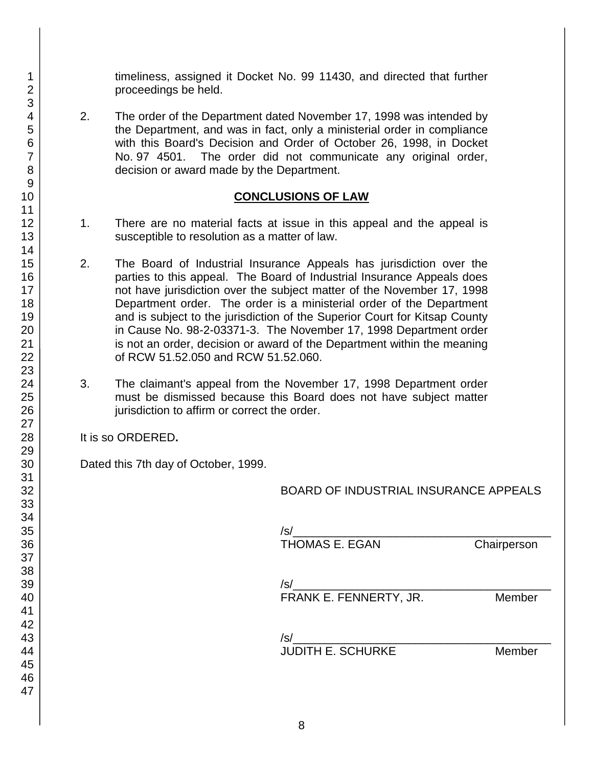timeliness, assigned it Docket No. 99 11430, and directed that further proceedings be held.

2. The order of the Department dated November 17, 1998 was intended by the Department, and was in fact, only a ministerial order in compliance with this Board's Decision and Order of October 26, 1998, in Docket No. 97 4501. The order did not communicate any original order, decision or award made by the Department.

## CONCLUSIONS OF LAW

1. There are no material facts at issue in this appeal and the appeal is susceptible to resolution as a matter of law.

2. The Board of Industrial Insurance Appeals has jurisdiction over the parties to this appeal. The Board of Industrial Insurance Appeals does not have jurisdiction over the subject matter of the November 17, 1998 Department order. The order is a ministerial order of the Department and is subject to the jurisdiction of the Superior Court for Kitsap County in Cause No. 98-2-03371-3. The November 17, 1998 Department order is not an order, decision or award of the Department within the meaning of RCW 51.52.050 and RCW 51.52.060.

3. The claimant's appeal from the November 17, 1998 Department order must be dismissed because this Board does not have subject matter jurisdiction to affirm or correct the order.

It is so ORDERED**.**

Dated this 7th day of October, 1999.

BOARD OF INDUSTRIAL INSURANCE APPEALS

/s/\_\_\_\_\_\_\_\_\_\_\_\_\_\_\_\_\_\_\_\_\_\_\_\_\_\_\_\_\_\_\_\_\_\_\_\_\_\_\_\_
THOMAS E. EGAN Chairperson

/s/\_\_\_\_\_\_\_\_\_\_\_\_\_\_\_\_\_\_\_\_\_\_\_\_\_\_\_\_\_\_\_\_\_\_\_\_\_\_\_\_
FRANK E. FENNERTY, JR. Member

/s/\_\_\_\_\_\_\_\_\_\_\_\_\_\_\_\_\_\_\_\_\_\_\_\_\_\_\_\_\_\_\_\_\_\_\_\_\_\_\_\_
JUDITH E. SCHURKE Member